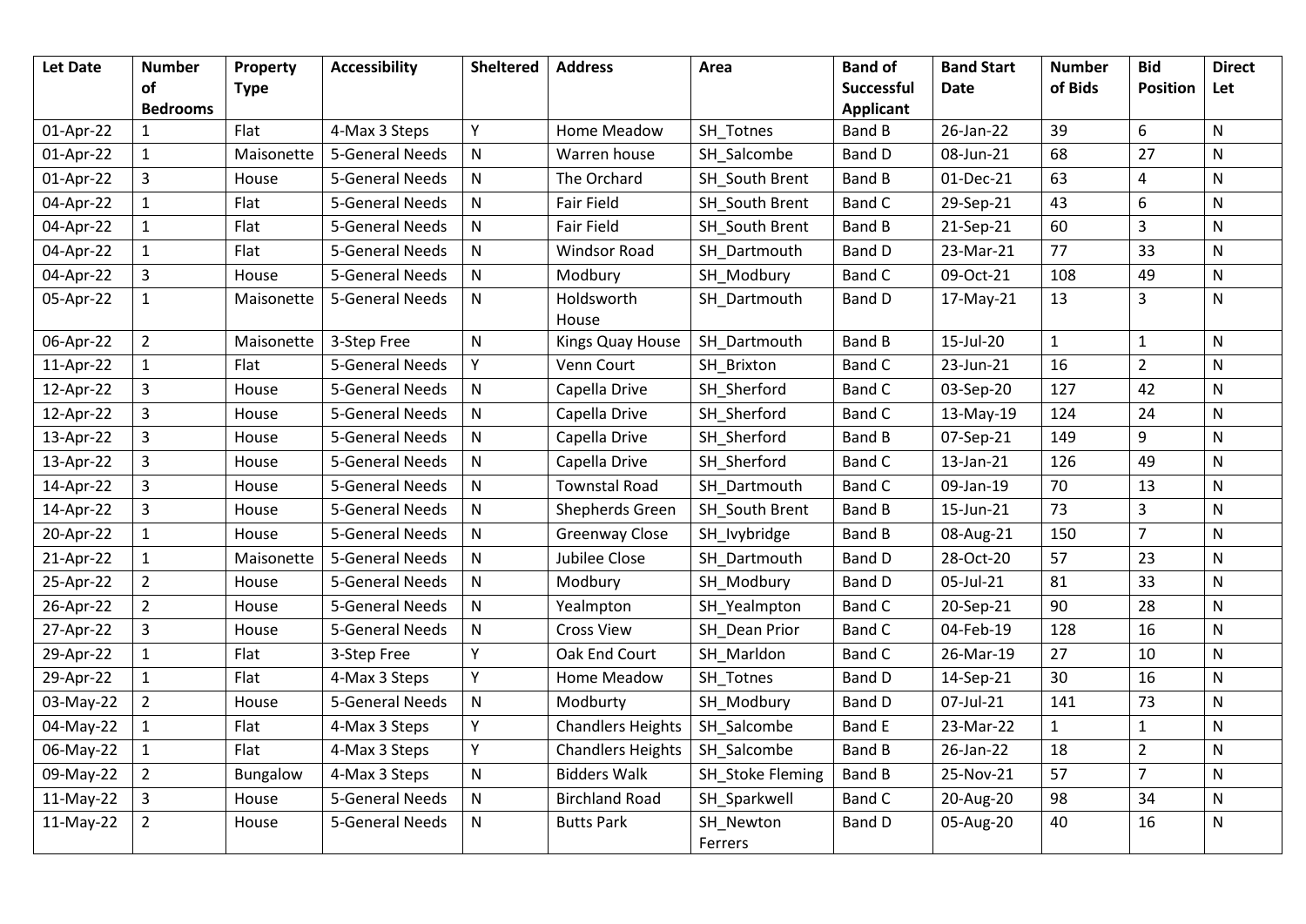| Let Date | Number of Bedrooms | Property Type | Accessibility | Sheltered | Address | Area | Band of Successful Applicant | Band Start Date | Number of Bids | Bid Position | Direct Let |
|---|---|---|---|---|---|---|---|---|---|---|---|
| 01-Apr-22 | 1 | Flat | 4-Max 3 Steps | Y | Home Meadow | SH_Totnes | Band B | 26-Jan-22 | 39 | 6 | N |
| 01-Apr-22 | 1 | Maisonette | 5-General Needs | N | Warren house | SH_Salcombe | Band D | 08-Jun-21 | 68 | 27 | N |
| 01-Apr-22 | 3 | House | 5-General Needs | N | The Orchard | SH_South Brent | Band B | 01-Dec-21 | 63 | 4 | N |
| 04-Apr-22 | 1 | Flat | 5-General Needs | N | Fair Field | SH_South Brent | Band C | 29-Sep-21 | 43 | 6 | N |
| 04-Apr-22 | 1 | Flat | 5-General Needs | N | Fair Field | SH_South Brent | Band B | 21-Sep-21 | 60 | 3 | N |
| 04-Apr-22 | 1 | Flat | 5-General Needs | N | Windsor Road | SH_Dartmouth | Band D | 23-Mar-21 | 77 | 33 | N |
| 04-Apr-22 | 3 | House | 5-General Needs | N | Modbury | SH_Modbury | Band C | 09-Oct-21 | 108 | 49 | N |
| 05-Apr-22 | 1 | Maisonette | 5-General Needs | N | Holdsworth House | SH_Dartmouth | Band D | 17-May-21 | 13 | 3 | N |
| 06-Apr-22 | 2 | Maisonette | 3-Step Free | N | Kings Quay House | SH_Dartmouth | Band B | 15-Jul-20 | 1 | 1 | N |
| 11-Apr-22 | 1 | Flat | 5-General Needs | Y | Venn Court | SH_Brixton | Band C | 23-Jun-21 | 16 | 2 | N |
| 12-Apr-22 | 3 | House | 5-General Needs | N | Capella Drive | SH_Sherford | Band C | 03-Sep-20 | 127 | 42 | N |
| 12-Apr-22 | 3 | House | 5-General Needs | N | Capella Drive | SH_Sherford | Band C | 13-May-19 | 124 | 24 | N |
| 13-Apr-22 | 3 | House | 5-General Needs | N | Capella Drive | SH_Sherford | Band B | 07-Sep-21 | 149 | 9 | N |
| 13-Apr-22 | 3 | House | 5-General Needs | N | Capella Drive | SH_Sherford | Band C | 13-Jan-21 | 126 | 49 | N |
| 14-Apr-22 | 3 | House | 5-General Needs | N | Townstal Road | SH_Dartmouth | Band C | 09-Jan-19 | 70 | 13 | N |
| 14-Apr-22 | 3 | House | 5-General Needs | N | Shepherds Green | SH_South Brent | Band B | 15-Jun-21 | 73 | 3 | N |
| 20-Apr-22 | 1 | House | 5-General Needs | N | Greenway Close | SH_Ivybridge | Band B | 08-Aug-21 | 150 | 7 | N |
| 21-Apr-22 | 1 | Maisonette | 5-General Needs | N | Jubilee Close | SH_Dartmouth | Band D | 28-Oct-20 | 57 | 23 | N |
| 25-Apr-22 | 2 | House | 5-General Needs | N | Modbury | SH_Modbury | Band D | 05-Jul-21 | 81 | 33 | N |
| 26-Apr-22 | 2 | House | 5-General Needs | N | Yealmpton | SH_Yealmpton | Band C | 20-Sep-21 | 90 | 28 | N |
| 27-Apr-22 | 3 | House | 5-General Needs | N | Cross View | SH_Dean Prior | Band C | 04-Feb-19 | 128 | 16 | N |
| 29-Apr-22 | 1 | Flat | 3-Step Free | Y | Oak End Court | SH_Marldon | Band C | 26-Mar-19 | 27 | 10 | N |
| 29-Apr-22 | 1 | Flat | 4-Max 3 Steps | Y | Home Meadow | SH_Totnes | Band D | 14-Sep-21 | 30 | 16 | N |
| 03-May-22 | 2 | House | 5-General Needs | N | Modburty | SH_Modbury | Band D | 07-Jul-21 | 141 | 73 | N |
| 04-May-22 | 1 | Flat | 4-Max 3 Steps | Y | Chandlers Heights | SH_Salcombe | Band E | 23-Mar-22 | 1 | 1 | N |
| 06-May-22 | 1 | Flat | 4-Max 3 Steps | Y | Chandlers Heights | SH_Salcombe | Band B | 26-Jan-22 | 18 | 2 | N |
| 09-May-22 | 2 | Bungalow | 4-Max 3 Steps | N | Bidders Walk | SH_Stoke Fleming | Band B | 25-Nov-21 | 57 | 7 | N |
| 11-May-22 | 3 | House | 5-General Needs | N | Birchland Road | SH_Sparkwell | Band C | 20-Aug-20 | 98 | 34 | N |
| 11-May-22 | 2 | House | 5-General Needs | N | Butts Park | SH_Newton Ferrers | Band D | 05-Aug-20 | 40 | 16 | N |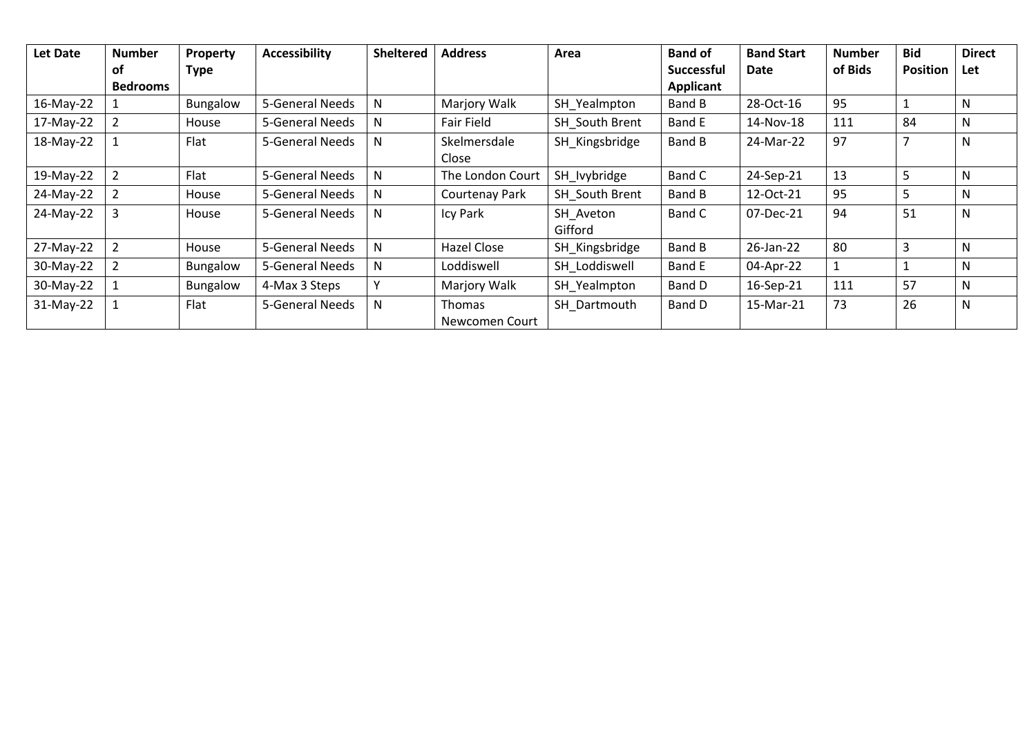| Let Date | Number of Bedrooms | Property Type | Accessibility | Sheltered | Address | Area | Band of Successful Applicant | Band Start Date | Number of Bids | Bid Position | Direct Let |
|---|---|---|---|---|---|---|---|---|---|---|---|
| 16-May-22 | 1 | Bungalow | 5-General Needs | N | Marjory Walk | SH_Yealmpton | Band B | 28-Oct-16 | 95 | 1 | N |
| 17-May-22 | 2 | House | 5-General Needs | N | Fair Field | SH_South Brent | Band E | 14-Nov-18 | 111 | 84 | N |
| 18-May-22 | 1 | Flat | 5-General Needs | N | Skelmersdale Close | SH_Kingsbridge | Band B | 24-Mar-22 | 97 | 7 | N |
| 19-May-22 | 2 | Flat | 5-General Needs | N | The London Court | SH_Ivybridge | Band C | 24-Sep-21 | 13 | 5 | N |
| 24-May-22 | 2 | House | 5-General Needs | N | Courtenay Park | SH_South Brent | Band B | 12-Oct-21 | 95 | 5 | N |
| 24-May-22 | 3 | House | 5-General Needs | N | Icy Park | SH_Aveton Gifford | Band C | 07-Dec-21 | 94 | 51 | N |
| 27-May-22 | 2 | House | 5-General Needs | N | Hazel Close | SH_Kingsbridge | Band B | 26-Jan-22 | 80 | 3 | N |
| 30-May-22 | 2 | Bungalow | 5-General Needs | N | Loddiswell | SH_Loddiswell | Band E | 04-Apr-22 | 1 | 1 | N |
| 30-May-22 | 1 | Bungalow | 4-Max 3 Steps | Y | Marjory Walk | SH_Yealmpton | Band D | 16-Sep-21 | 111 | 57 | N |
| 31-May-22 | 1 | Flat | 5-General Needs | N | Thomas Newcomen Court | SH_Dartmouth | Band D | 15-Mar-21 | 73 | 26 | N |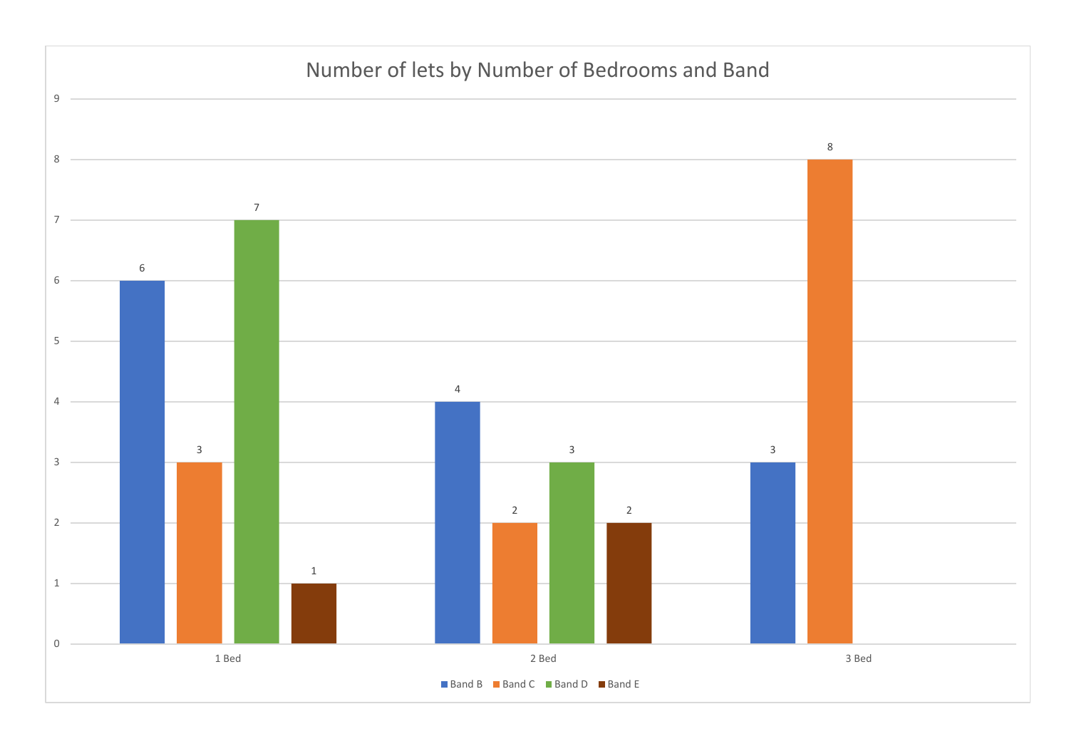## Number of lets by Number of Bedrooms and Band

| | Band B | Band C | Band D | Band E |
|---|---|---|---|---|
| 1 Bed | 6 | 3 | 7 | 1 |
| 2 Bed | 4 | 2 | 3 | 2 |
| 3 Bed | 3 | 8 | | |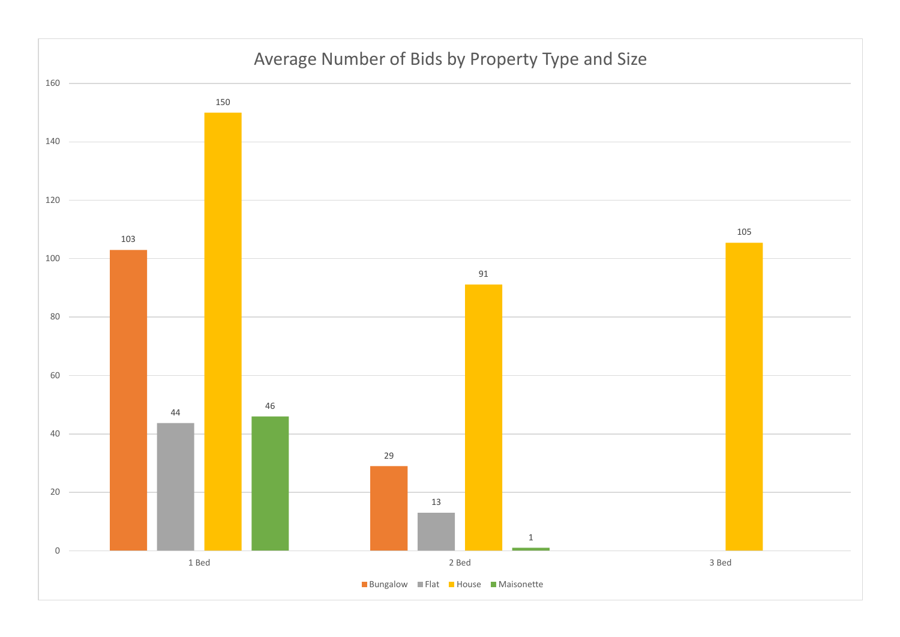Average Number of Bids by Property Type and Size

160
140
120
100
80
60
40
20
0

103
44
150
46
29
13
91
1
105

1 Bed
2 Bed
3 Bed

Bungalow
Flat
House
Maisonette